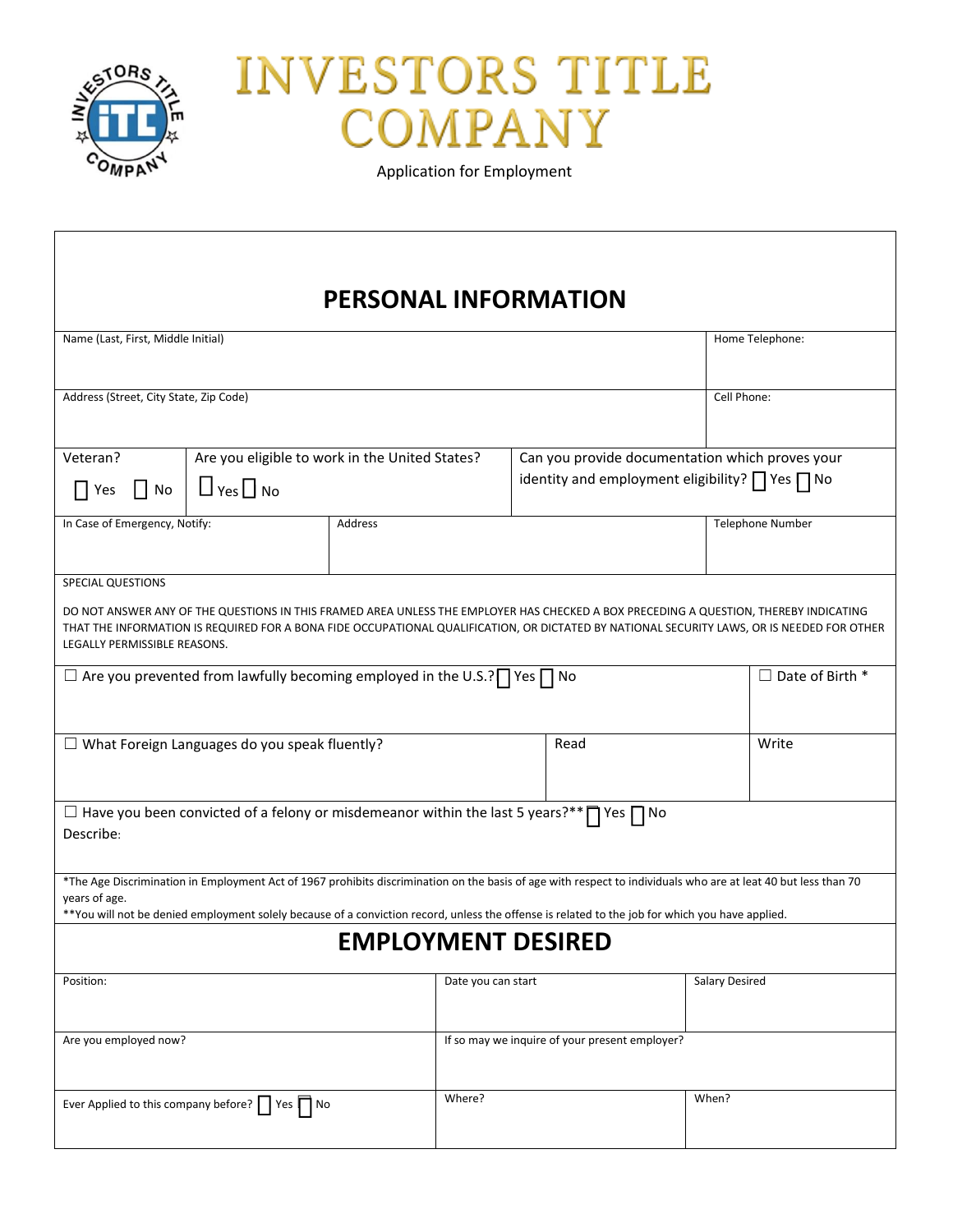# INVESTORS TITLE COMPANY

Application for Employment

## PERSONAL INFORMATION

| | | | |
|---|---|---|---|
| Name (Last, First, Middle Initial) | | | Home Telephone: |
| Address (Street, City State, Zip Code) | | | Cell Phone: |
| Veteran? ☐ Yes ☐ No | Are you eligible to work in the United States? ☐ Yes ☐ No | Can you provide documentation which proves your identity and employment eligibility? ☐ Yes ☐ No | |
| In Case of Emergency, Notify: | Address | | Telephone Number |

SPECIAL QUESTIONS

DO NOT ANSWER ANY OF THE QUESTIONS IN THIS FRAMED AREA UNLESS THE EMPLOYER HAS CHECKED A BOX PRECEDING A QUESTION, THEREBY INDICATING THAT THE INFORMATION IS REQUIRED FOR A BONA FIDE OCCUPATIONAL QUALIFICATION, OR DICTATED BY NATIONAL SECURITY LAWS, OR IS NEEDED FOR OTHER LEGALLY PERMISSIBLE REASONS.

| | | |
|---|---|---|
| ☐ Are you prevented from lawfully becoming employed in the U.S.? ☐ Yes ☐ No | | ☐ Date of Birth * |
| ☐ What Foreign Languages do you speak fluently? | Read | Write |

☐ Have you been convicted of a felony or misdemeanor within the last 5 years?** ☐ Yes ☐ No

Describe:

*The Age Discrimination in Employment Act of 1967 prohibits discrimination on the basis of age with respect to individuals who are at leat 40 but less than 70 years of age.

**You will not be denied employment solely because of a conviction record, unless the offense is related to the job for which you have applied.

## EMPLOYMENT DESIRED

| | | |
|---|---|---|
| Position: | Date you can start | Salary Desired |
| Are you employed now? | If so may we inquire of your present employer? | |
| Ever Applied to this company before? ☐ Yes ☐ No | Where? | When? |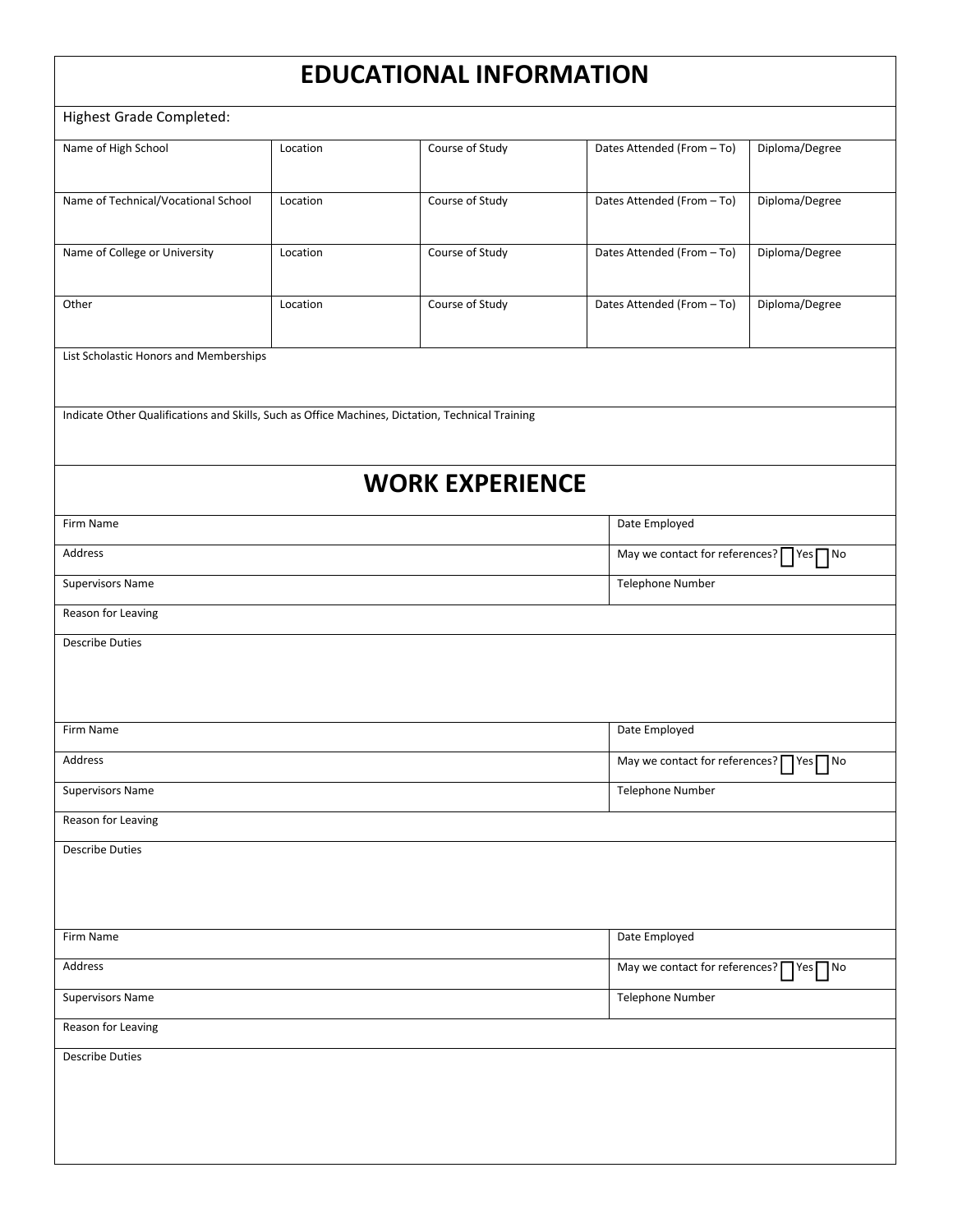# EDUCATIONAL INFORMATION

Highest Grade Completed:

| Name of High School | Location | Course of Study | Dates Attended (From – To) | Diploma/Degree |
|---|---|---|---|---|
| Name of Technical/Vocational School | Location | Course of Study | Dates Attended (From – To) | Diploma/Degree |
| Name of College or University | Location | Course of Study | Dates Attended (From – To) | Diploma/Degree |
| Other | Location | Course of Study | Dates Attended (From – To) | Diploma/Degree |

List Scholastic Honors and Memberships

Indicate Other Qualifications and Skills, Such as Office Machines, Dictation, Technical Training

# WORK EXPERIENCE

| Firm Name | Date Employed |
|---|---|
| Address | May we contact for references? ☐ Yes ☐ No |
| Supervisors Name | Telephone Number |

Reason for Leaving

Describe Duties

| Firm Name | Date Employed |
|---|---|
| Address | May we contact for references? ☐ Yes ☐ No |
| Supervisors Name | Telephone Number |

Reason for Leaving

Describe Duties

| Firm Name | Date Employed |
|---|---|
| Address | May we contact for references? ☐ Yes ☐ No |
| Supervisors Name | Telephone Number |

Reason for Leaving

Describe Duties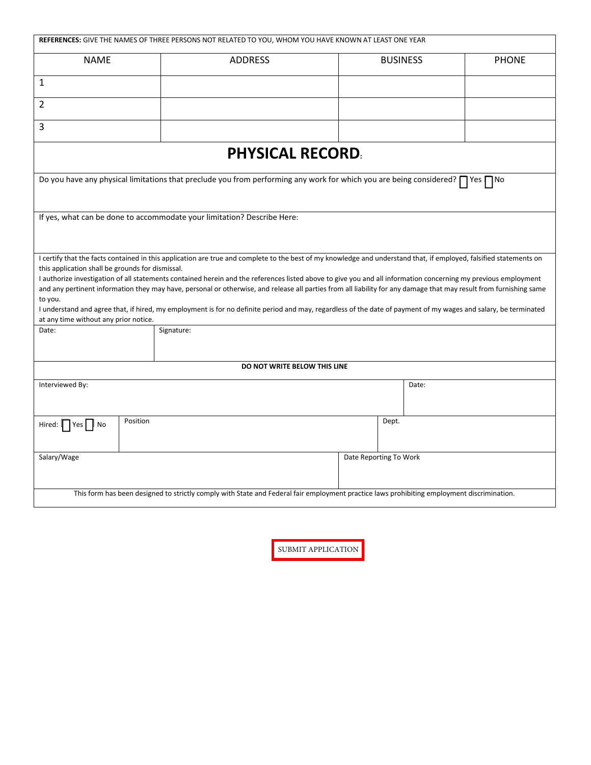**REFERENCES:** GIVE THE NAMES OF THREE PERSONS NOT RELATED TO YOU, WHOM YOU HAVE KNOWN AT LEAST ONE YEAR

| NAME | ADDRESS | BUSINESS | PHONE |
|---|---|---|---|
| 1 | | | |
| 2 | | | |
| 3 | | | |

# PHYSICAL RECORD:

Do you have any physical limitations that preclude you from performing any work for which you are being considered? ☐ Yes ☐ No

If yes, what can be done to accommodate your limitation? Describe Here:

I certify that the facts contained in this application are true and complete to the best of my knowledge and understand that, if employed, falsified statements on this application shall be grounds for dismissal.

I authorize investigation of all statements contained herein and the references listed above to give you and all information concerning my previous employment and any pertinent information they may have, personal or otherwise, and release all parties from all liability for any damage that may result from furnishing same to you.

I understand and agree that, if hired, my employment is for no definite period and may, regardless of the date of payment of my wages and salary, be terminated at any time without any prior notice.

| Date: | Signature: |
|---|---|

**DO NOT WRITE BELOW THIS LINE**

| Interviewed By: | Date: |
|---|---|

| Hired: ☐ Yes ☐ No | Position | Dept. |
|---|---|---|

| Salary/Wage | Date Reporting To Work |
|---|---|

This form has been designed to strictly comply with State and Federal fair employment practice laws prohibiting employment discrimination.

SUBMIT APPLICATION